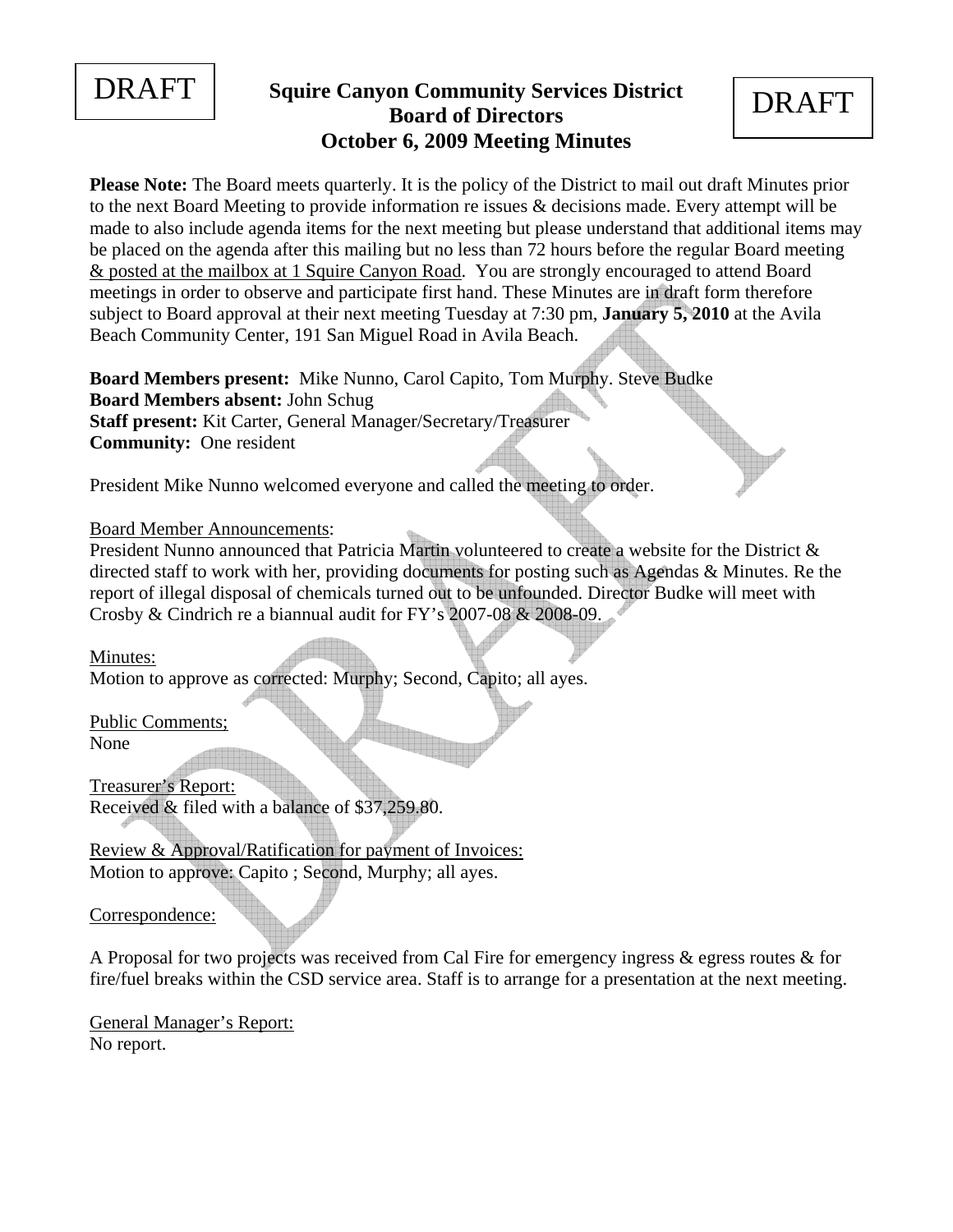DRAFT

# Squire Canyon Community Services District
## Board of Directors
## October 6, 2009 Meeting Minutes

DRAFT

**Please Note:** The Board meets quarterly. It is the policy of the District to mail out draft Minutes prior to the next Board Meeting to provide information re issues & decisions made. Every attempt will be made to also include agenda items for the next meeting but please understand that additional items may be placed on the agenda after this mailing but no less than 72 hours before the regular Board meeting & posted at the mailbox at 1 Squire Canyon Road. You are strongly encouraged to attend Board meetings in order to observe and participate first hand. These Minutes are in draft form therefore subject to Board approval at their next meeting Tuesday at 7:30 pm, **January 5, 2010** at the Avila Beach Community Center, 191 San Miguel Road in Avila Beach.

**Board Members present:** Mike Nunno, Carol Capito, Tom Murphy. Steve Budke
**Board Members absent:** John Schug
**Staff present:** Kit Carter, General Manager/Secretary/Treasurer
**Community:** One resident

President Mike Nunno welcomed everyone and called the meeting to order.

Board Member Announcements:
President Nunno announced that Patricia Martin volunteered to create a website for the District & directed staff to work with her, providing documents for posting such as Agendas & Minutes. Re the report of illegal disposal of chemicals turned out to be unfounded. Director Budke will meet with Crosby & Cindrich re a biannual audit for FY's 2007-08 & 2008-09.

Minutes:
Motion to approve as corrected: Murphy; Second, Capito; all ayes.

Public Comments;
None

Treasurer's Report:
Received & filed with a balance of $37,259.80.

Review & Approval/Ratification for payment of Invoices:
Motion to approve: Capito ; Second, Murphy; all ayes.

Correspondence:

A Proposal for two projects was received from Cal Fire for emergency ingress & egress routes & for fire/fuel breaks within the CSD service area. Staff is to arrange for a presentation at the next meeting.

General Manager's Report:
No report.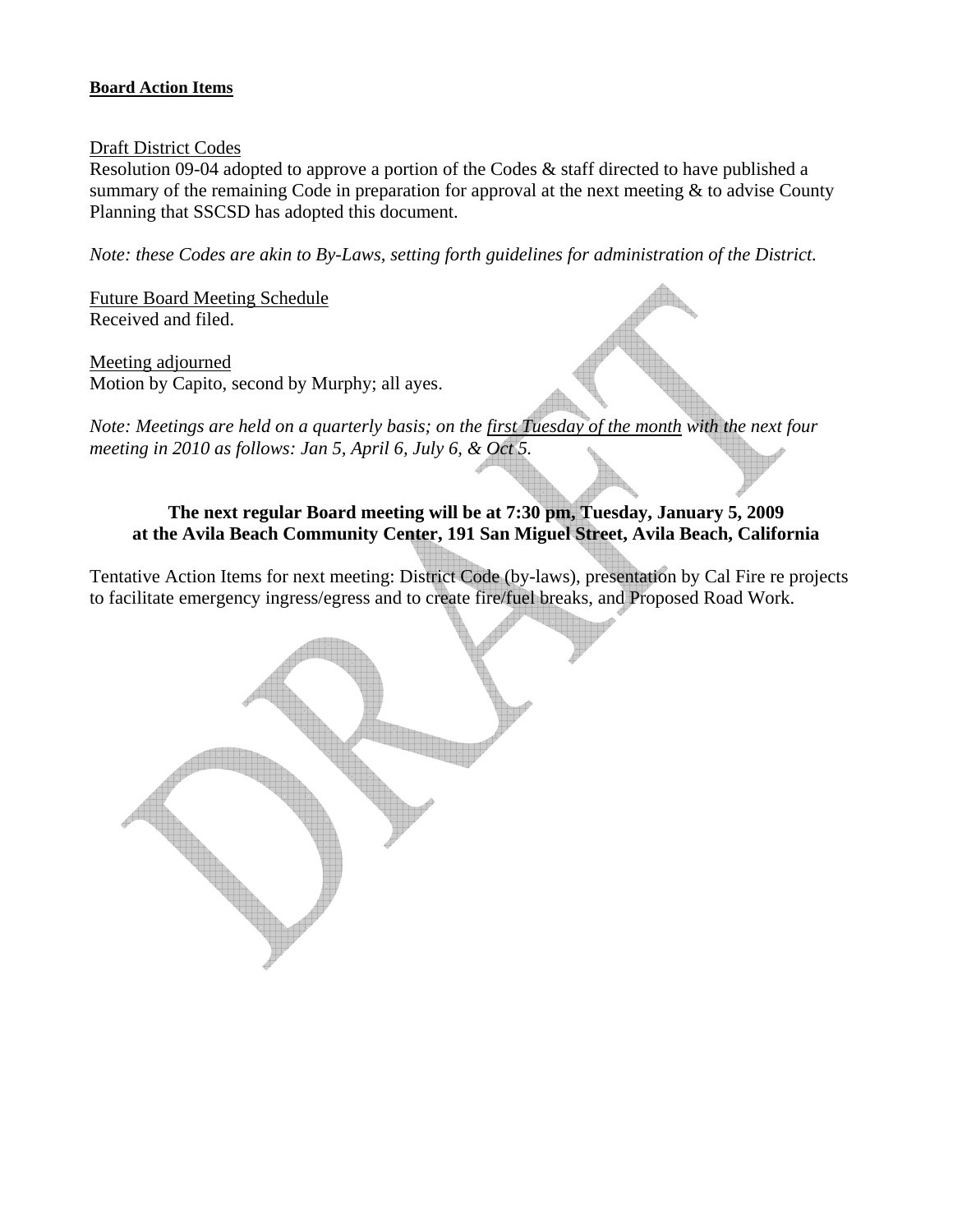**Board Action Items**

Draft District Codes
Resolution 09-04 adopted to approve a portion of the Codes & staff directed to have published a summary of the remaining Code in preparation for approval at the next meeting & to advise County Planning that SSCSD has adopted this document.

*Note: these Codes are akin to By-Laws, setting forth guidelines for administration of the District.*

Future Board Meeting Schedule
Received and filed.

Meeting adjourned
Motion by Capito, second by Murphy; all ayes.

*Note: Meetings are held on a quarterly basis; on the first Tuesday of the month with the next four meeting in 2010 as follows: Jan 5, April 6, July 6, & Oct 5.*

**The next regular Board meeting will be at 7:30 pm, Tuesday, January 5, 2009 at the Avila Beach Community Center, 191 San Miguel Street, Avila Beach, California**

Tentative Action Items for next meeting: District Code (by-laws), presentation by Cal Fire re projects to facilitate emergency ingress/egress and to create fire/fuel breaks, and Proposed Road Work.